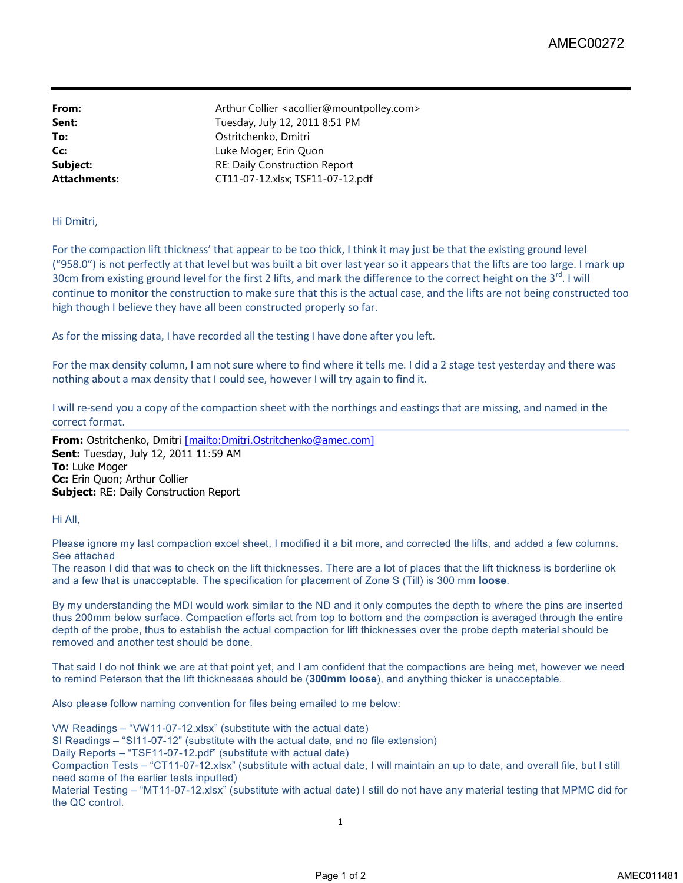| | |
|---|---|
| **From:** | Arthur Collier <acollier@mountpolley.com> |
| **Sent:** | Tuesday, July 12, 2011 8:51 PM |
| **To:** | Ostritchenko, Dmitri |
| **Cc:** | Luke Moger; Erin Quon |
| **Subject:** | RE: Daily Construction Report |
| **Attachments:** | CT11-07-12.xlsx; TSF11-07-12.pdf |

Hi Dmitri,

For the compaction lift thickness' that appear to be too thick, I think it may just be that the existing ground level ("958.0") is not perfectly at that level but was built a bit over last year so it appears that the lifts are too large. I mark up 30cm from existing ground level for the first 2 lifts, and mark the difference to the correct height on the 3rd. I will continue to monitor the construction to make sure that this is the actual case, and the lifts are not being constructed too high though I believe they have all been constructed properly so far.

As for the missing data, I have recorded all the testing I have done after you left.

For the max density column, I am not sure where to find where it tells me. I did a 2 stage test yesterday and there was nothing about a max density that I could see, however I will try again to find it.

I will re-send you a copy of the compaction sheet with the northings and eastings that are missing, and named in the correct format.

---

**From:** Ostritchenko, Dmitri [mailto:Dmitri.Ostritchenko@amec.com]
**Sent:** Tuesday, July 12, 2011 11:59 AM
**To:** Luke Moger
**Cc:** Erin Quon; Arthur Collier
**Subject:** RE: Daily Construction Report

Hi All,

Please ignore my last compaction excel sheet, I modified it a bit more, and corrected the lifts, and added a few columns. See attached
The reason I did that was to check on the lift thicknesses. There are a lot of places that the lift thickness is borderline ok and a few that is unacceptable. The specification for placement of Zone S (Till) is 300 mm **loose**.

By my understanding the MDI would work similar to the ND and it only computes the depth to where the pins are inserted thus 200mm below surface. Compaction efforts act from top to bottom and the compaction is averaged through the entire depth of the probe, thus to establish the actual compaction for lift thicknesses over the probe depth material should be removed and another test should be done.

That said I do not think we are at that point yet, and I am confident that the compactions are being met, however we need to remind Peterson that the lift thicknesses should be (**300mm loose**), and anything thicker is unacceptable.

Also please follow naming convention for files being emailed to me below:

VW Readings – "VW11-07-12.xlsx" (substitute with the actual date)
SI Readings – "SI11-07-12" (substitute with the actual date, and no file extension)
Daily Reports – "TSF11-07-12.pdf" (substitute with actual date)
Compaction Tests – "CT11-07-12.xlsx" (substitute with actual date, I will maintain an up to date, and overall file, but I still need some of the earlier tests inputted)
Material Testing – "MT11-07-12.xlsx" (substitute with actual date) I still do not have any material testing that MPMC did for the QC control.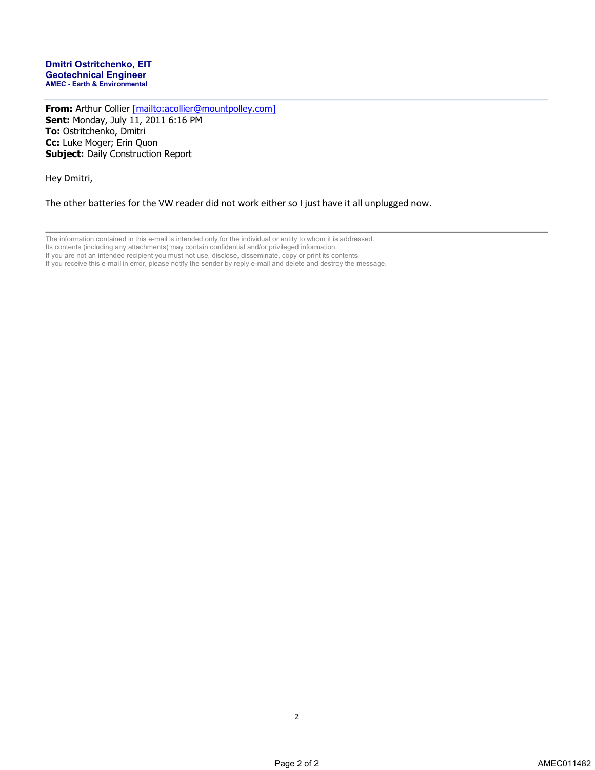**Dmitri Ostritchenko, EIT**
**Geotechnical Engineer**
**AMEC - Earth & Environmental**

---

**From:** Arthur Collier [mailto:acollier@mountpolley.com]
**Sent:** Monday, July 11, 2011 6:16 PM
**To:** Ostritchenko, Dmitri
**Cc:** Luke Moger; Erin Quon
**Subject:** Daily Construction Report

Hey Dmitri,

The other batteries for the VW reader did not work either so I just have it all unplugged now.

---

The information contained in this e-mail is intended only for the individual or entity to whom it is addressed.
Its contents (including any attachments) may contain confidential and/or privileged information.
If you are not an intended recipient you must not use, disclose, disseminate, copy or print its contents.
If you receive this e-mail in error, please notify the sender by reply e-mail and delete and destroy the message.

AMEC011482